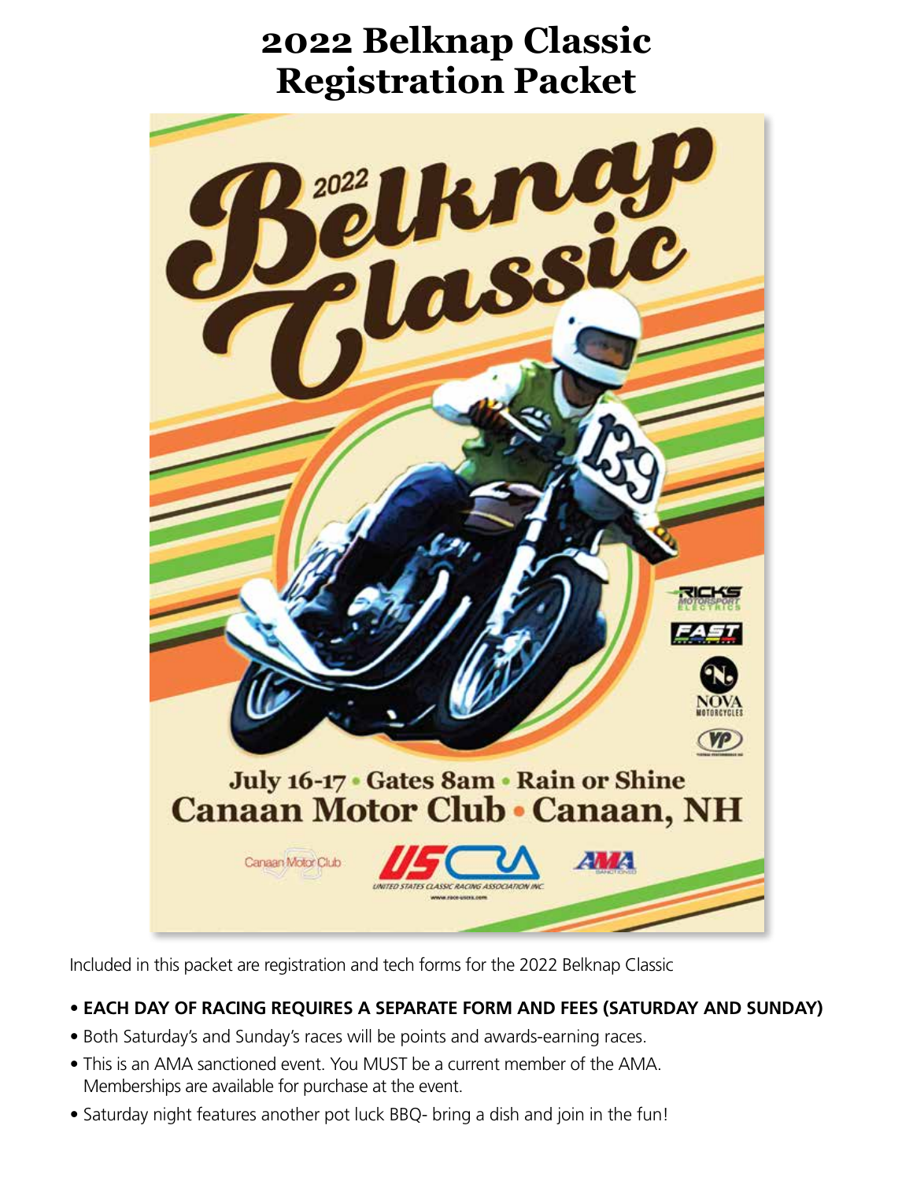# 2022 Belknap Classic Registration Packet

2022 Belknap Classic

July 16-17 • Gates 8am • Rain or Shine

Canaan Motor Club • Canaan, NH

Included in this packet are registration and tech forms for the 2022 Belknap Classic

- **EACH DAY OF RACING REQUIRES A SEPARATE FORM AND FEES (SATURDAY AND SUNDAY)**
- Both Saturday's and Sunday's races will be points and awards-earning races.
- This is an AMA sanctioned event. You MUST be a current member of the AMA. Memberships are available for purchase at the event.
- Saturday night features another pot luck BBQ- bring a dish and join in the fun!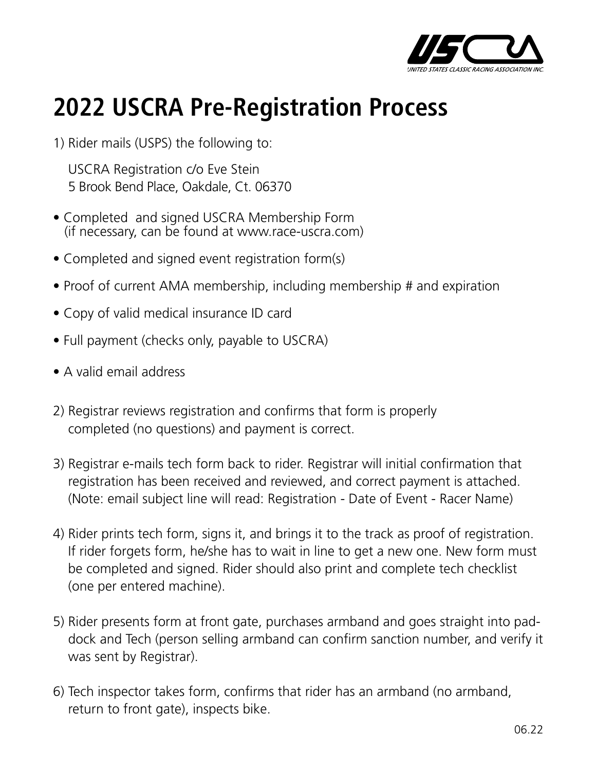# 2022 USCRA Pre-Registration Process

1) Rider mails (USPS) the following to:

   USCRA Registration c/o Eve Stein
   5 Brook Bend Place, Oakdale, Ct. 06370

- Completed and signed USCRA Membership Form (if necessary, can be found at www.race-uscra.com)
- Completed and signed event registration form(s)
- Proof of current AMA membership, including membership # and expiration
- Copy of valid medical insurance ID card
- Full payment (checks only, payable to USCRA)
- A valid email address

2) Registrar reviews registration and confirms that form is properly completed (no questions) and payment is correct.

3) Registrar e-mails tech form back to rider. Registrar will initial confirmation that registration has been received and reviewed, and correct payment is attached. (Note: email subject line will read: Registration - Date of Event - Racer Name)

4) Rider prints tech form, signs it, and brings it to the track as proof of registration. If rider forgets form, he/she has to wait in line to get a new one. New form must be completed and signed. Rider should also print and complete tech checklist (one per entered machine).

5) Rider presents form at front gate, purchases armband and goes straight into paddock and Tech (person selling armband can confirm sanction number, and verify it was sent by Registrar).

6) Tech inspector takes form, confirms that rider has an armband (no armband, return to front gate), inspects bike.

06.22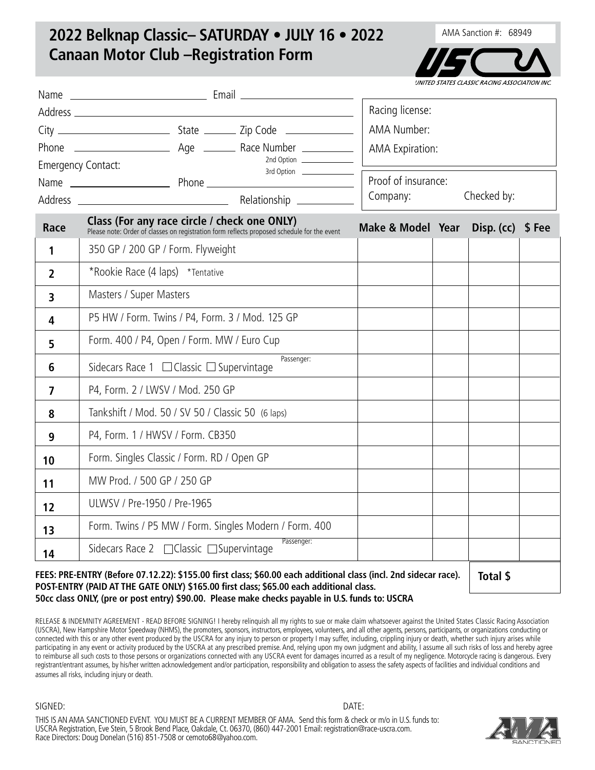# 2022 Belknap Classic– SATURDAY • JULY 16 • 2022
# Canaan Motor Club –Registration Form

AMA Sanction #: 68949

UNITED STATES CLASSIC RACING ASSOCIATION INC.

Name ______________________ Email ______________________

Address ______________________________________________

City ____________________ State ______ Zip Code ____________

Phone ____________________ Age ______ Race Number __________

2nd Option __________

3rd Option __________

Emergency Contact:

Name ____________________ Phone ______________________

Address __________________________ Relationship __________

Racing license:

AMA Number:

AMA Expiration:

Proof of insurance:

Company: Checked by:

| Race | Class (For any race circle / check one ONLY) Please note: Order of classes on registration form reflects proposed schedule for the event | Make & Model | Year | Disp. (cc) | $ Fee |
|---|---|---|---|---|---|
| 1 | 350 GP / 200 GP / Form. Flyweight | | | | |
| 2 | *Rookie Race (4 laps) *Tentative | | | | |
| 3 | Masters / Super Masters | | | | |
| 4 | P5 HW / Form. Twins / P4, Form. 3 / Mod. 125 GP | | | | |
| 5 | Form. 400 / P4, Open / Form. MW / Euro Cup | | | | |
| 6 | Sidecars Race 1 ☐ Classic ☐ Supervintage Passenger: | | | | |
| 7 | P4, Form. 2 / LWSV / Mod. 250 GP | | | | |
| 8 | Tankshift / Mod. 50 / SV 50 / Classic 50 (6 laps) | | | | |
| 9 | P4, Form. 1 / HWSV / Form. CB350 | | | | |
| 10 | Form. Singles Classic / Form. RD / Open GP | | | | |
| 11 | MW Prod. / 500 GP / 250 GP | | | | |
| 12 | ULWSV / Pre-1950 / Pre-1965 | | | | |
| 13 | Form. Twins / P5 MW / Form. Singles Modern / Form. 400 | | | | |
| 14 | Sidecars Race 2 ☐ Classic ☐ Supervintage Passenger: | | | | |

**FEES: PRE-ENTRY (Before 07.12.22): $155.00 first class; $60.00 each additional class (incl. 2nd sidecar race).**
**POST-ENTRY (PAID AT THE GATE ONLY) $165.00 first class; $65.00 each additional class.**
**50cc class ONLY, (pre or post entry) $90.00. Please make checks payable in U.S. funds to: USCRA**

**Total $**

RELEASE & INDEMNITY AGREEMENT - READ BEFORE SIGNING! I hereby relinquish all my rights to sue or make claim whatsoever against the United States Classic Racing Association (USCRA), New Hampshire Motor Speedway (NHMS), the promoters, sponsors, instructors, employees, volunteers, and all other agents, persons, participants, or organizations conducting or connected with this or any other event produced by the USCRA for any injury to person or property I may suffer, including, crippling injury or death, whether such injury arises while participating in any event or activity produced by the USCRA at any prescribed premise. And, relying upon my own judgment and ability, I assume all such risks of loss and hereby agree to reimburse all such costs to those persons or organizations connected with any USCRA event for damages incurred as a result of my negligence. Motorcycle racing is dangerous. Every registrant/entrant assumes, by his/her written acknowledgement and/or participation, responsibility and obligation to assess the safety aspects of facilities and individual conditions and assumes all risks, including injury or death.

SIGNED: DATE:

THIS IS AN AMA SANCTIONED EVENT. YOU MUST BE A CURRENT MEMBER OF AMA. Send this form & check or m/o in U.S. funds to: USCRA Registration, Eve Stein, 5 Brook Bend Place, Oakdale, Ct. 06370, (860) 447-2001 Email: registration@race-uscra.com.
Race Directors: Doug Donelan (516) 851-7508 or cemoto68@yahoo.com.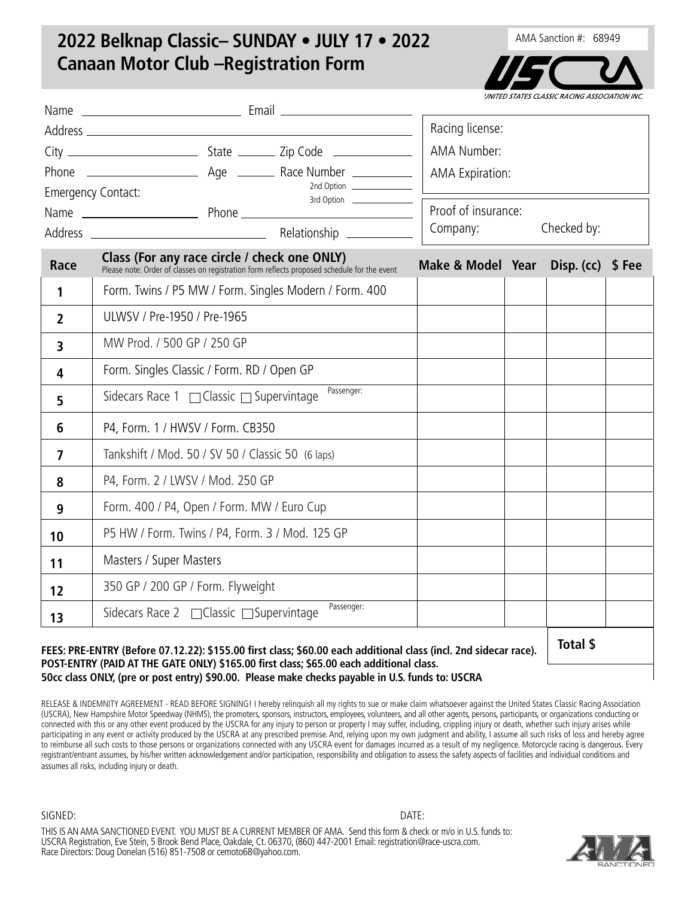# 2022 Belknap Classic– SUNDAY • JULY 17 • 2022
## Canaan Motor Club –Registration Form

AMA Sanction #: 68949

UNITED STATES CLASSIC RACING ASSOCIATION INC.

Name ______________________ Email ______________________

Address ____________________________________________

City ______________________ State ________ Zip Code ______________

Phone ______________________ Age ________ Race Number ______________

2nd Option ______________

3rd Option ______________

Emergency Contact:

Name ______________________ Phone ______________________

Address ______________________ Relationship ______________

Racing license:

AMA Number:

AMA Expiration:

Proof of insurance:

Company: Checked by:

| Race | Class (For any race circle / check one ONLY) Please note: Order of classes on registration form reflects proposed schedule for the event | Make & Model | Year | Disp. (cc) | $ Fee |
|---|---|---|---|---|---|
| 1 | Form. Twins / P5 MW / Form. Singles Modern / Form. 400 | | | | |
| 2 | ULWSV / Pre-1950 / Pre-1965 | | | | |
| 3 | MW Prod. / 500 GP / 250 GP | | | | |
| 4 | Form. Singles Classic / Form. RD / Open GP | | | | |
| 5 | Sidecars Race 1 ☐ Classic ☐ Supervintage Passenger: | | | | |
| 6 | P4, Form. 1 / HWSV / Form. CB350 | | | | |
| 7 | Tankshift / Mod. 50 / SV 50 / Classic 50 (6 laps) | | | | |
| 8 | P4, Form. 2 / LWSV / Mod. 250 GP | | | | |
| 9 | Form. 400 / P4, Open / Form. MW / Euro Cup | | | | |
| 10 | P5 HW / Form. Twins / P4, Form. 3 / Mod. 125 GP | | | | |
| 11 | Masters / Super Masters | | | | |
| 12 | 350 GP / 200 GP / Form. Flyweight | | | | |
| 13 | Sidecars Race 2 ☐ Classic ☐ Supervintage Passenger: | | | | |

**Total $**

**FEES: PRE-ENTRY (Before 07.12.22): $155.00 first class; $60.00 each additional class (incl. 2nd sidecar race).**
**POST-ENTRY (PAID AT THE GATE ONLY) $165.00 first class; $65.00 each additional class.**
**50cc class ONLY, (pre or post entry) $90.00. Please make checks payable in U.S. funds to: USCRA**

RELEASE & INDEMNITY AGREEMENT - READ BEFORE SIGNING! I hereby relinquish all my rights to sue or make claim whatsoever against the United States Classic Racing Association (USCRA), New Hampshire Motor Speedway (NHMS), the promoters, sponsors, instructors, employees, volunteers, and all other agents, persons, participants, or organizations conducting or connected with this or any other event produced by the USCRA for any injury to person or property I may suffer, including, crippling injury or death, whether such injury arises while participating in any event or activity produced by the USCRA at any prescribed premise. And, relying upon my own judgment and ability, I assume all such risks of loss and hereby agree to reimburse all such costs to those persons or organizations connected with any USCRA event for damages incurred as a result of my negligence. Motorcycle racing is dangerous. Every registrant/entrant assumes, by his/her written acknowledgement and/or participation, responsibility and obligation to assess the safety aspects of facilities and individual conditions and assumes all risks, including injury or death.

SIGNED: DATE:

THIS IS AN AMA SANCTIONED EVENT. YOU MUST BE A CURRENT MEMBER OF AMA. Send this form & check or m/o in U.S. funds to: USCRA Registration, Eve Stein, 5 Brook Bend Place, Oakdale, Ct. 06370, (860) 447-2001 Email: registration@race-uscra.com. Race Directors: Doug Donelan (516) 851-7508 or cemoto68@yahoo.com.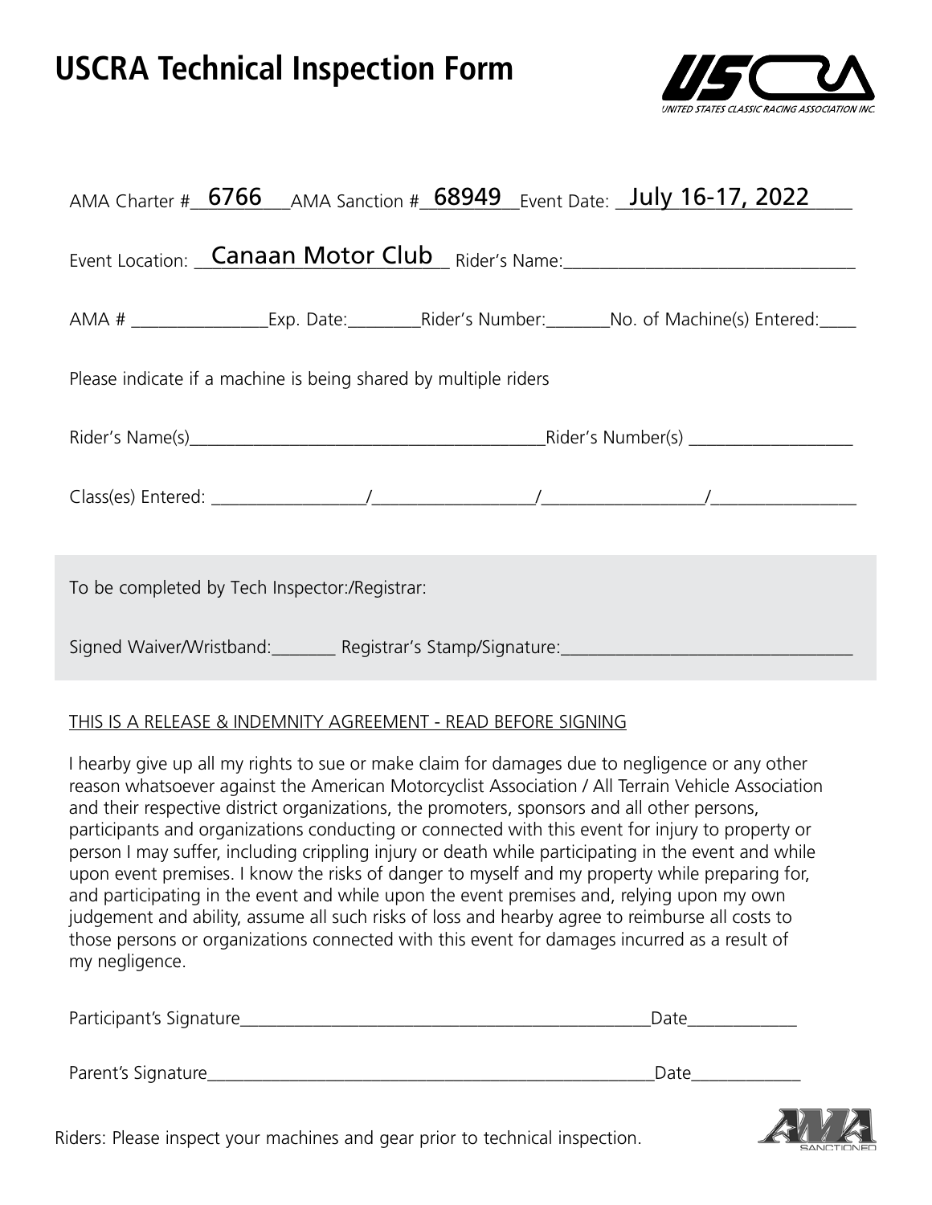# USCRA Technical Inspection Form

UNITED STATES CLASSIC RACING ASSOCIATION INC.

AMA Charter # 6766 AMA Sanction # 68949 Event Date: July 16-17, 2022

Event Location: Canaan Motor Club Rider's Name:_______________________________

AMA # _______________Exp. Date:________Rider's Number:_______No. of Machine(s) Entered:____

Please indicate if a machine is being shared by multiple riders

Rider's Name(s)_______________________________________Rider's Number(s) __________________

Class(es) Entered: ________________/_________________/_________________/________________

To be completed by Tech Inspector:/Registrar:

Signed Waiver/Wristband:_______ Registrar's Stamp/Signature:________________________________

THIS IS A RELEASE & INDEMNITY AGREEMENT - READ BEFORE SIGNING

I hearby give up all my rights to sue or make claim for damages due to negligence or any other reason whatsoever against the American Motorcyclist Association / All Terrain Vehicle Association and their respective district organizations, the promoters, sponsors and all other persons, participants and organizations conducting or connected with this event for injury to property or person I may suffer, including crippling injury or death while participating in the event and while upon event premises. I know the risks of danger to myself and my property while preparing for, and participating in the event and while upon the event premises and, relying upon my own judgement and ability, assume all such risks of loss and hearby agree to reimburse all costs to those persons or organizations connected with this event for damages incurred as a result of my negligence.

Participant's Signature______________________________________________Date____________

Parent's Signature__________________________________________________Date____________

Riders: Please inspect your machines and gear prior to technical inspection.

AMA SANCTIONED